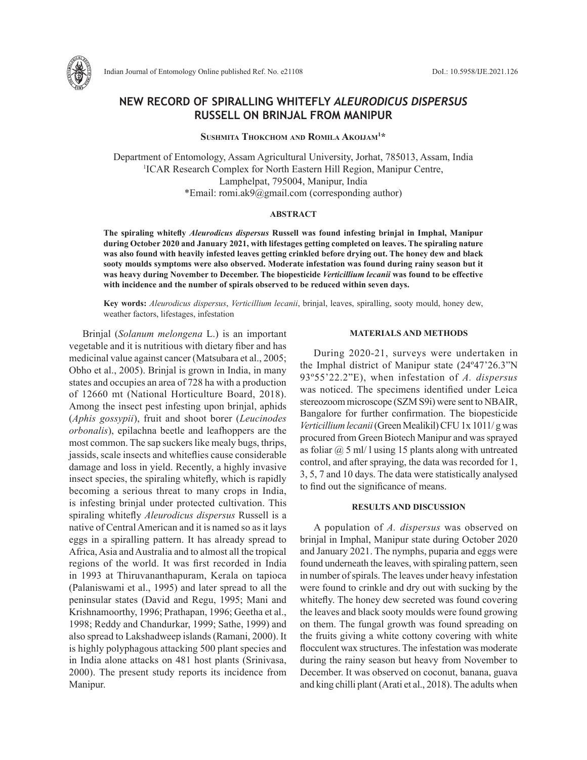# NEW RECORD OF SPIRALLING WHITEFLY *ALEURODICUS DISPERSUS* RUSSELL ON BRINJAL FROM MANIPUR

**Sushmita Thokchom and Romila Akoijam[1]***

Department of Entomology, Assam Agricultural University, Jorhat, 785013, Assam, India
[1]ICAR Research Complex for North Eastern Hill Region, Manipur Centre, Lamphelpat, 795004, Manipur, India
*Email: romi.ak9@gmail.com (corresponding author)

## ABSTRACT

**The spiraling whitefly *Aleurodicus dispersus* Russell was found infesting brinjal in Imphal, Manipur during October 2020 and January 2021, with lifestages getting completed on leaves. The spiraling nature was also found with heavily infested leaves getting crinkled before drying out. The honey dew and black sooty moulds symptoms were also observed. Moderate infestation was found during rainy season but it was heavy during November to December. The biopesticide *Verticillium lecanii* was found to be effective with incidence and the number of spirals observed to be reduced within seven days.**

**Key words:** *Aleurodicus dispersus*, *Verticillium lecanii*, brinjal, leaves, spiralling, sooty mould, honey dew, weather factors, lifestages, infestation

Brinjal (*Solanum melongena* L.) is an important vegetable and it is nutritious with dietary fiber and has medicinal value against cancer (Matsubara et al., 2005; Obho et al., 2005). Brinjal is grown in India, in many states and occupies an area of 728 ha with a production of 12660 mt (National Horticulture Board, 2018). Among the insect pest infesting upon brinjal, aphids (*Aphis gossypii*), fruit and shoot borer (*Leucinodes orbonalis*), epilachna beetle and leafhoppers are the most common. The sap suckers like mealy bugs, thrips, jassids, scale insects and whiteflies cause considerable damage and loss in yield. Recently, a highly invasive insect species, the spiraling whitefly, which is rapidly becoming a serious threat to many crops in India, is infesting brinjal under protected cultivation. This spiraling whitefly *Aleurodicus dispersus* Russell is a native of Central American and it is named so as it lays eggs in a spiralling pattern. It has already spread to Africa, Asia and Australia and to almost all the tropical regions of the world. It was first recorded in India in 1993 at Thiruvananthapuram, Kerala on tapioca (Palaniswami et al., 1995) and later spread to all the peninsular states (David and Regu, 1995; Mani and Krishnamoorthy, 1996; Prathapan, 1996; Geetha et al., 1998; Reddy and Chandurkar, 1999; Sathe, 1999) and also spread to Lakshadweep islands (Ramani, 2000). It is highly polyphagous attacking 500 plant species and in India alone attacks on 481 host plants (Srinivasa, 2000). The present study reports its incidence from Manipur.

## MATERIALS AND METHODS

During 2020-21, surveys were undertaken in the Imphal district of Manipur state (24º47'26.3"N 93º55'22.2"E), when infestation of *A. dispersus* was noticed. The specimens identified under Leica stereozoom microscope (SZM S9i) were sent to NBAIR, Bangalore for further confirmation. The biopesticide *Verticillium lecanii* (Green Mealikil) CFU 1x 1011/ g was procured from Green Biotech Manipur and was sprayed as foliar @ 5 ml/ l using 15 plants along with untreated control, and after spraying, the data was recorded for 1, 3, 5, 7 and 10 days. The data were statistically analysed to find out the significance of means.

## RESULTS AND DISCUSSION

A population of *A. dispersus* was observed on brinjal in Imphal, Manipur state during October 2020 and January 2021. The nymphs, puparia and eggs were found underneath the leaves, with spiraling pattern, seen in number of spirals. The leaves under heavy infestation were found to crinkle and dry out with sucking by the whitefly. The honey dew secreted was found covering the leaves and black sooty moulds were found growing on them. The fungal growth was found spreading on the fruits giving a white cottony covering with white flocculent wax structures. The infestation was moderate during the rainy season but heavy from November to December. It was observed on coconut, banana, guava and king chilli plant (Arati et al., 2018). The adults when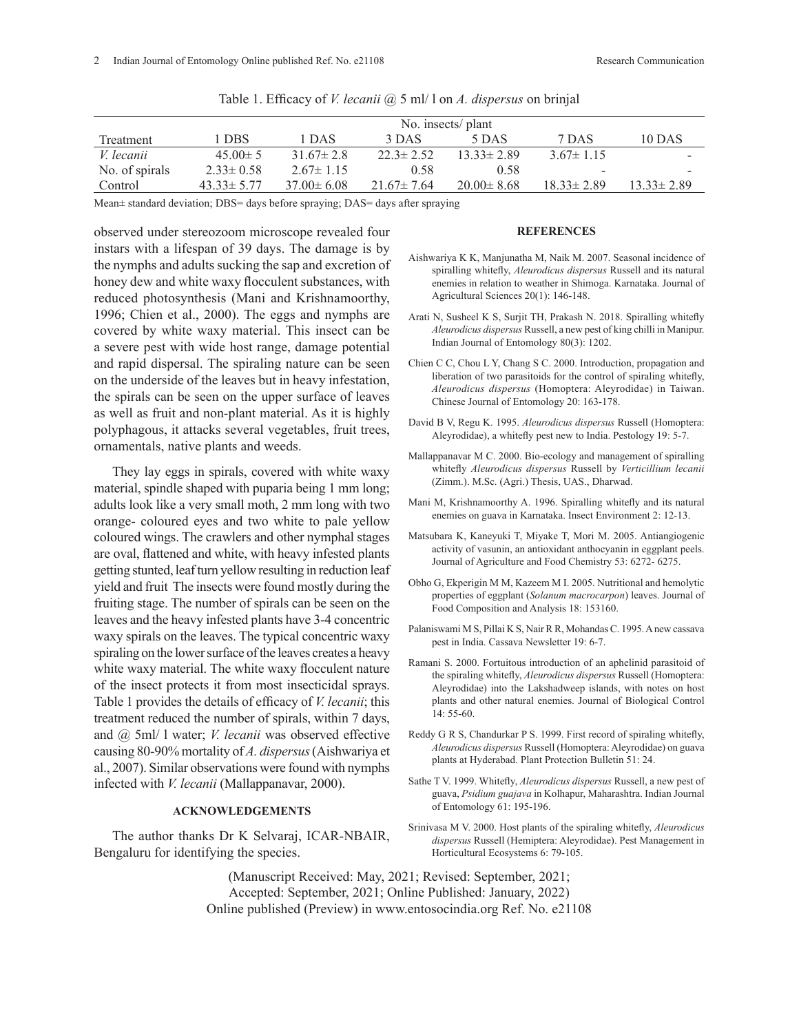Table 1. Efficacy of *V. lecanii* @ 5 ml/ l on *A. dispersus* on brinjal

| Treatment | No. insects/ plant | | | | | |
|---|---|---|---|---|---|---|
| | 1 DBS | 1 DAS | 3 DAS | 5 DAS | 7 DAS | 10 DAS |
| *V. lecanii* | 45.00± 5 | 31.67± 2.8 | 22.3± 2.52 | 13.33± 2.89 | 3.67± 1.15 | - |
| No. of spirals | 2.33± 0.58 | 2.67± 1.15 | 0.58 | 0.58 | - | - |
| Control | 43.33± 5.77 | 37.00± 6.08 | 21.67± 7.64 | 20.00± 8.68 | 18.33± 2.89 | 13.33± 2.89 |

Mean± standard deviation; DBS= days before spraying; DAS= days after spraying

observed under stereozoom microscope revealed four instars with a lifespan of 39 days. The damage is by the nymphs and adults sucking the sap and excretion of honey dew and white waxy flocculent substances, with reduced photosynthesis (Mani and Krishnamoorthy, 1996; Chien et al., 2000). The eggs and nymphs are covered by white waxy material. This insect can be a severe pest with wide host range, damage potential and rapid dispersal. The spiraling nature can be seen on the underside of the leaves but in heavy infestation, the spirals can be seen on the upper surface of leaves as well as fruit and non-plant material. As it is highly polyphagous, it attacks several vegetables, fruit trees, ornamentals, native plants and weeds.

They lay eggs in spirals, covered with white waxy material, spindle shaped with puparia being 1 mm long; adults look like a very small moth, 2 mm long with two orange- coloured eyes and two white to pale yellow coloured wings. The crawlers and other nymphal stages are oval, flattened and white, with heavy infested plants getting stunted, leaf turn yellow resulting in reduction leaf yield and fruit The insects were found mostly during the fruiting stage. The number of spirals can be seen on the leaves and the heavy infested plants have 3-4 concentric waxy spirals on the leaves. The typical concentric waxy spiraling on the lower surface of the leaves creates a heavy white waxy material. The white waxy flocculent nature of the insect protects it from most insecticidal sprays. Table 1 provides the details of efficacy of *V. lecanii*; this treatment reduced the number of spirals, within 7 days, and @ 5ml/ l water; *V. lecanii* was observed effective causing 80-90% mortality of *A. dispersus* (Aishwariya et al., 2007). Similar observations were found with nymphs infected with *V. lecanii* (Mallappanavar, 2000).

## ACKNOWLEDGEMENTS

The author thanks Dr K Selvaraj, ICAR-NBAIR, Bengaluru for identifying the species.

## REFERENCES

Aishwariya K K, Manjunatha M, Naik M. 2007. Seasonal incidence of spiralling whitefly, *Aleurodicus dispersus* Russell and its natural enemies in relation to weather in Shimoga. Karnataka. Journal of Agricultural Sciences 20(1): 146-148.

Arati N, Susheel K S, Surjit TH, Prakash N. 2018. Spiralling whitefly *Aleurodicus dispersus* Russell, a new pest of king chilli in Manipur. Indian Journal of Entomology 80(3): 1202.

Chien C C, Chou L Y, Chang S C. 2000. Introduction, propagation and liberation of two parasitoids for the control of spiraling whitefly, *Aleurodicus dispersus* (Homoptera: Aleyrodidae) in Taiwan. Chinese Journal of Entomology 20: 163-178.

David B V, Regu K. 1995. *Aleurodicus dispersus* Russell (Homoptera: Aleyrodidae), a whitefly pest new to India. Pestology 19: 5-7.

Mallappanavar M C. 2000. Bio-ecology and management of spiralling whitefly *Aleurodicus dispersus* Russell by *Verticillium lecanii* (Zimm.). M.Sc. (Agri.) Thesis, UAS., Dharwad.

Mani M, Krishnamoorthy A. 1996. Spiralling whitefly and its natural enemies on guava in Karnataka. Insect Environment 2: 12-13.

Matsubara K, Kaneyuki T, Miyake T, Mori M. 2005. Antiangiogenic activity of vasunin, an antioxidant anthocyanin in eggplant peels. Journal of Agriculture and Food Chemistry 53: 6272- 6275.

Obho G, Ekperigin M M, Kazeem M I. 2005. Nutritional and hemolytic properties of eggplant (*Solanum macrocarpon*) leaves. Journal of Food Composition and Analysis 18: 153160.

Palaniswami M S, Pillai K S, Nair R R, Mohandas C. 1995. A new cassava pest in India. Cassava Newsletter 19: 6-7.

Ramani S. 2000. Fortuitous introduction of an aphelinid parasitoid of the spiraling whitefly, *Aleurodicus dispersus* Russell (Homoptera: Aleyrodidae) into the Lakshadweep islands, with notes on host plants and other natural enemies. Journal of Biological Control 14: 55-60.

Reddy G R S, Chandurkar P S. 1999. First record of spiraling whitefly, *Aleurodicus dispersus* Russell (Homoptera: Aleyrodidae) on guava plants at Hyderabad. Plant Protection Bulletin 51: 24.

Sathe T V. 1999. Whitefly, *Aleurodicus dispersus* Russell, a new pest of guava, *Psidium guajava* in Kolhapur, Maharashtra. Indian Journal of Entomology 61: 195-196.

Srinivasa M V. 2000. Host plants of the spiraling whitefly, *Aleurodicus dispersus* Russell (Hemiptera: Aleyrodidae). Pest Management in Horticultural Ecosystems 6: 79-105.

(Manuscript Received: May, 2021; Revised: September, 2021; Accepted: September, 2021; Online Published: January, 2022)
Online published (Preview) in www.entosocindia.org Ref. No. e21108